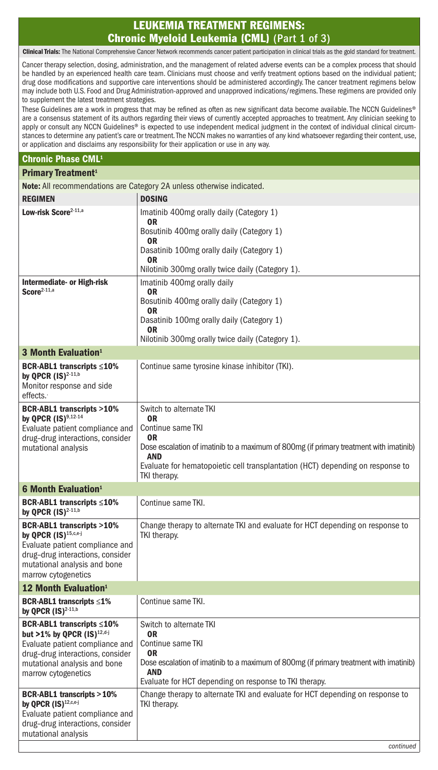# LEUKEMIA TREATMENT REGIMENS:
## Chronic Myeloid Leukemia (CML) (Part 1 of 3)

**Clinical Trials:** The National Comprehensive Cancer Network recommends cancer patient participation in clinical trials as the gold standard for treatment.

Cancer therapy selection, dosing, administration, and the management of related adverse events can be a complex process that should be handled by an experienced health care team. Clinicians must choose and verify treatment options based on the individual patient; drug dose modifications and supportive care interventions should be administered accordingly. The cancer treatment regimens below may include both U.S. Food and Drug Administration-approved and unapproved indications/regimens. These regimens are provided only to supplement the latest treatment strategies.

These Guidelines are a work in progress that may be refined as often as new significant data become available. The NCCN Guidelines® are a consensus statement of its authors regarding their views of currently accepted approaches to treatment. Any clinician seeking to apply or consult any NCCN Guidelines® is expected to use independent medical judgment in the context of individual clinical circumstances to determine any patient's care or treatment. The NCCN makes no warranties of any kind whatsoever regarding their content, use, or application and disclaims any responsibility for their application or use in any way.

### Chronic Phase CML[1]

#### Primary Treatment[1]

**Note:** All recommendations are Category 2A unless otherwise indicated.

| REGIMEN | DOSING |
|---|---|
| **Low-risk Score**[2-11,a] | Imatinib 400mg orally daily (Category 1) **OR** Bosutinib 400mg orally daily (Category 1) **OR** Dasatinib 100mg orally daily (Category 1) **OR** Nilotinib 300mg orally twice daily (Category 1). |
| **Intermediate- or High-risk Score**[2-11,a] | Imatinib 400mg orally daily **OR** Bosutinib 400mg orally daily (Category 1) **OR** Dasatinib 100mg orally daily (Category 1) **OR** Nilotinib 300mg orally twice daily (Category 1). |
| **3 Month Evaluation[1]** | |
| **BCR-ABL1 transcripts ≤10% by QPCR (IS)**[2-11,b] Monitor response and side effects. | Continue same tyrosine kinase inhibitor (TKI). |
| **BCR-ABL1 transcripts >10% by QPCR (IS)**[9,12-14] Evaluate patient compliance and drug–drug interactions, consider mutational analysis | Switch to alternate TKI **OR** Continue same TKI **OR** Dose escalation of imatinib to a maximum of 800mg (if primary treatment with imatinib) **AND** Evaluate for hematopoietic cell transplantation (HCT) depending on response to TKI therapy. |
| **6 Month Evaluation[1]** | |
| **BCR-ABL1 transcripts ≤10% by QPCR (IS)**[2-11,b] | Continue same TKI. |
| **BCR-ABL1 transcripts >10% by QPCR (IS)**[15,c,e-j] Evaluate patient compliance and drug–drug interactions, consider mutational analysis and bone marrow cytogenetics | Change therapy to alternate TKI and evaluate for HCT depending on response to TKI therapy. |
| **12 Month Evaluation[1]** | |
| **BCR-ABL1 transcripts ≤1% by QPCR (IS)**[2-11,b] | Continue same TKI. |
| **BCR-ABL1 transcripts ≤10% but >1% by QPCR (IS)**[12,d-j] Evaluate patient compliance and drug–drug interactions, consider mutational analysis and bone marrow cytogenetics | Switch to alternate TKI **OR** Continue same TKI **OR** Dose escalation of imatinib to a maximum of 800mg (if primary treatment with imatinib) **AND** Evaluate for HCT depending on response to TKI therapy. |
| **BCR-ABL1 transcripts >10% by QPCR (IS)**[12,c,e-j] Evaluate patient compliance and drug–drug interactions, consider mutational analysis | Change therapy to alternate TKI and evaluate for HCT depending on response to TKI therapy. |

*continued*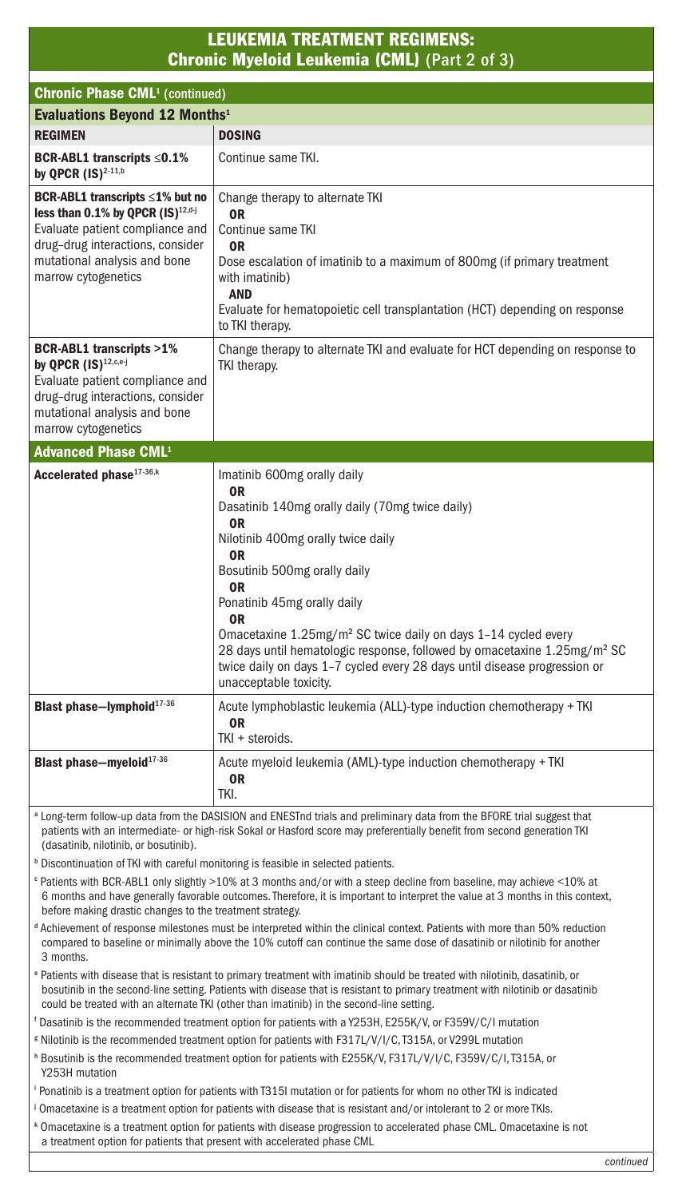# LEUKEMIA TREATMENT REGIMENS: Chronic Myeloid Leukemia (CML) (Part 2 of 3)

| Chronic Phase CML[1] (continued) | |
|---|---|
| **Evaluations Beyond 12 Months[1]** | |
| **REGIMEN** | **DOSING** |
| **BCR-ABL1 transcripts ≤0.1% by QPCR (IS)[2-11,b]** | Continue same TKI. |
| **BCR-ABL1 transcripts ≤1% but no less than 0.1% by QPCR (IS)[12,d-j]** Evaluate patient compliance and drug–drug interactions, consider mutational analysis and bone marrow cytogenetics | Change therapy to alternate TKI **OR** Continue same TKI **OR** Dose escalation of imatinib to a maximum of 800mg (if primary treatment with imatinib) **AND** Evaluate for hematopoietic cell transplantation (HCT) depending on response to TKI therapy. |
| **BCR-ABL1 transcripts >1% by QPCR (IS)[12,c,e-j]** Evaluate patient compliance and drug–drug interactions, consider mutational analysis and bone marrow cytogenetics | Change therapy to alternate TKI and evaluate for HCT depending on response to TKI therapy. |
| **Advanced Phase CML[1]** | |
| **Accelerated phase[17-36,k]** | Imatinib 600mg orally daily **OR** Dasatinib 140mg orally daily (70mg twice daily) **OR** Nilotinib 400mg orally twice daily **OR** Bosutinib 500mg orally daily **OR** Ponatinib 45mg orally daily **OR** Omacetaxine 1.25mg/m² SC twice daily on days 1–14 cycled every 28 days until hematologic response, followed by omacetaxine 1.25mg/m² SC twice daily on days 1–7 cycled every 28 days until disease progression or unacceptable toxicity. |
| **Blast phase—lymphoid[17-36]** | Acute lymphoblastic leukemia (ALL)-type induction chemotherapy + TKI **OR** TKI + steroids. |
| **Blast phase—myeloid[17-36]** | Acute myeloid leukemia (AML)-type induction chemotherapy + TKI **OR** TKI. |

[a] Long-term follow-up data from the DASISION and ENESTnd trials and preliminary data from the BFORE trial suggest that patients with an intermediate- or high-risk Sokal or Hasford score may preferentially benefit from second generation TKI (dasatinib, nilotinib, or bosutinib).

[b] Discontinuation of TKI with careful monitoring is feasible in selected patients.

[c] Patients with BCR-ABL1 only slightly >10% at 3 months and/or with a steep decline from baseline, may achieve <10% at 6 months and have generally favorable outcomes. Therefore, it is important to interpret the value at 3 months in this context, before making drastic changes to the treatment strategy.

[d] Achievement of response milestones must be interpreted within the clinical context. Patients with more than 50% reduction compared to baseline or minimally above the 10% cutoff can continue the same dose of dasatinib or nilotinib for another 3 months.

[e] Patients with disease that is resistant to primary treatment with imatinib should be treated with nilotinib, dasatinib, or bosutinib in the second-line setting. Patients with disease that is resistant to primary treatment with nilotinib or dasatinib could be treated with an alternate TKI (other than imatinib) in the second-line setting.

[f] Dasatinib is the recommended treatment option for patients with a Y253H, E255K/V, or F359V/C/I mutation

[g] Nilotinib is the recommended treatment option for patients with F317L/V/I/C, T315A, or V299L mutation

[h] Bosutinib is the recommended treatment option for patients with E255K/V, F317L/V/I/C, F359V/C/I, T315A, or Y253H mutation

[i] Ponatinib is a treatment option for patients with T315I mutation or for patients for whom no other TKI is indicated

[j] Omacetaxine is a treatment option for patients with disease that is resistant and/or intolerant to 2 or more TKIs.

[k] Omacetaxine is a treatment option for patients with disease progression to accelerated phase CML. Omacetaxine is not a treatment option for patients that present with accelerated phase CML

*continued*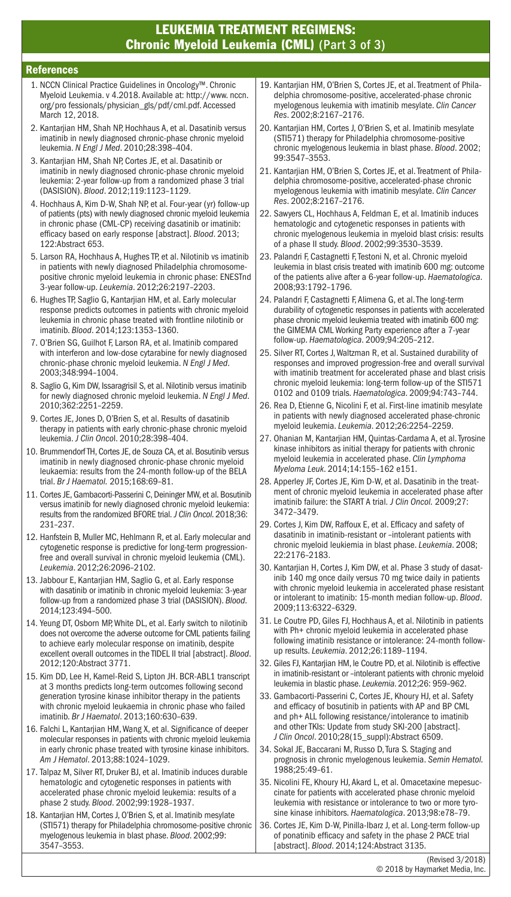# LEUKEMIA TREATMENT REGIMENS: Chronic Myeloid Leukemia (CML) (Part 3 of 3)

## References

1. NCCN Clinical Practice Guidelines in Oncology™. Chronic Myeloid Leukemia. v 4.2018. Available at: http://www. nccn. org/pro fessionals/physician_gls/pdf/cml.pdf. Accessed March 12, 2018.
2. Kantarjian HM, Shah NP, Hochhaus A, et al. Dasatinib versus imatinib in newly diagnosed chronic-phase chronic myeloid leukemia. *N Engl J Med*. 2010;28:398–404.
3. Kantarjian HM, Shah NP, Cortes JE, et al. Dasatinib or imatinib in newly diagnosed chronic-phase chronic myeloid leukemia: 2-year follow-up from a randomized phase 3 trial (DASISION). *Blood*. 2012;119:1123–1129.
4. Hochhaus A, Kim D-W, Shah NP, et al. Four-year (yr) follow-up of patients (pts) with newly diagnosed chronic myeloid leukemia in chronic phase (CML-CP) receiving dasatinib or imatinib: efficacy based on early response [abstract]. *Blood*. 2013; 122:Abstract 653.
5. Larson RA, Hochhaus A, Hughes TP, et al. Nilotinib vs imatinib in patients with newly diagnosed Philadelphia chromosome-positive chronic myeloid leukemia in chronic phase: ENESTnd 3-year follow-up. *Leukemia*. 2012;26:2197–2203.
6. Hughes TP, Saglio G, Kantarjian HM, et al. Early molecular response predicts outcomes in patients with chronic myeloid leukemia in chronic phase treated with frontline nilotinib or imatinib. *Blood*. 2014;123:1353–1360.
7. O'Brien SG, Guilhot F, Larson RA, et al. Imatinib compared with interferon and low-dose cytarabine for newly diagnosed chronic-phase chronic myeloid leukemia. *N Engl J Med*. 2003;348:994–1004.
8. Saglio G, Kim DW, Issaragrisil S, et al. Nilotinib versus imatinib for newly diagnosed chronic myeloid leukemia. *N Engl J Med*. 2010;362:2251–2259.
9. Cortes JE, Jones D, O'Brien S, et al. Results of dasatinib therapy in patients with early chronic-phase chronic myeloid leukemia. *J Clin Oncol*. 2010;28:398–404.
10. Brummendorf TH, Cortes JE, de Souza CA, et al. Bosutinib versus imatinib in newly diagnosed chronic-phase chronic myeloid leukaemia: results from the 24-month follow-up of the BELA trial. *Br J Haematol.* 2015;168:69–81.
11. Cortes JE, Gambacorti-Passerini C, Deininger MW, et al. Bosutinib versus imatinib for newly diagnosed chronic myeloid leukemia: results from the randomized BFORE trial. *J Clin Oncol.* 2018;36: 231–237.
12. Hanfstein B, Muller MC, Hehlmann R, et al. Early molecular and cytogenetic response is predictive for long-term progression-free and overall survival in chronic myeloid leukemia (CML). *Leukemia*. 2012;26:2096–2102.
13. Jabbour E, Kantarjian HM, Saglio G, et al. Early response with dasatinib or imatinib in chronic myeloid leukemia: 3-year follow-up from a randomized phase 3 trial (DASISION). *Blood*. 2014;123:494–500.
14. Yeung DT, Osborn MP, White DL, et al. Early switch to nilotinib does not overcome the adverse outcome for CML patients failing to achieve early molecular response on imatinib, despite excellent overall outcomes in the TIDEL II trial [abstract]. *Blood*. 2012;120:Abstract 3771.
15. Kim DD, Lee H, Kamel-Reid S, Lipton JH. BCR-ABL1 transcript at 3 months predicts long-term outcomes following second generation tyrosine kinase inhibitor therapy in the patients with chronic myeloid leukaemia in chronic phase who failed imatinib. *Br J Haematol*. 2013;160:630–639.
16. Falchi L, Kantarjian HM, Wang X, et al. Significance of deeper molecular responses in patients with chronic myeloid leukemia in early chronic phase treated with tyrosine kinase inhibitors. *Am J Hematol*. 2013;88:1024–1029.
17. Talpaz M, Silver RT, Druker BJ, et al. Imatinib induces durable hematologic and cytogenetic responses in patients with accelerated phase chronic myeloid leukemia: results of a phase 2 study. *Blood*. 2002;99:1928–1937.
18. Kantarjian HM, Cortes J, O'Brien S, et al. Imatinib mesylate (STI571) therapy for Philadelphia chromosome-positive chronic myelogenous leukemia in blast phase. *Blood*. 2002;99: 3547–3553.
19. Kantarjian HM, O'Brien S, Cortes JE, et al. Treatment of Philadelphia chromosome-positive, accelerated-phase chronic myelogenous leukemia with imatinib mesylate. *Clin Cancer Res*. 2002;8:2167–2176.
20. Kantarjian HM, Cortes J, O'Brien S, et al. Imatinib mesylate (STI571) therapy for Philadelphia chromosome-positive chronic myelogenous leukemia in blast phase. *Blood*. 2002; 99:3547–3553.
21. Kantarjian HM, O'Brien S, Cortes JE, et al. Treatment of Philadelphia chromosome-positive, accelerated-phase chronic myelogenous leukemia with imatinib mesylate. *Clin Cancer Res*. 2002;8:2167–2176.
22. Sawyers CL, Hochhaus A, Feldman E, et al. Imatinib induces hematologic and cytogenetic responses in patients with chronic myelogenous leukemia in myeloid blast crisis: results of a phase II study. *Blood*. 2002;99:3530–3539.
23. Palandri F, Castagnetti F, Testoni N, et al. Chronic myeloid leukemia in blast crisis treated with imatinib 600 mg: outcome of the patients alive after a 6-year follow-up. *Haematologica*. 2008;93:1792–1796.
24. Palandri F, Castagnetti F, Alimena G, et al. The long-term durability of cytogenetic responses in patients with accelerated phase chronic myeloid leukemia treated with imatinib 600 mg: the GIMEMA CML Working Party experience after a 7-year follow-up. *Haematologica*. 2009;94:205–212.
25. Silver RT, Cortes J, Waltzman R, et al. Sustained durability of responses and improved progression-free and overall survival with imatinib treatment for accelerated phase and blast crisis chronic myeloid leukemia: long-term follow-up of the STI571 0102 and 0109 trials. *Haematologica*. 2009;94:743–744.
26. Rea D, Etienne G, Nicolini F, et al. First-line imatinib mesylate in patients with newly diagnosed accelerated phase-chronic myeloid leukemia. *Leukemia*. 2012;26:2254–2259.
27. Ohanian M, Kantarjian HM, Quintas-Cardama A, et al. Tyrosine kinase inhibitors as initial therapy for patients with chronic myeloid leukemia in accelerated phase. *Clin Lymphoma Myeloma Leuk*. 2014;14:155–162 e151.
28. Apperley JF, Cortes JE, Kim D-W, et al. Dasatinib in the treatment of chronic myeloid leukemia in accelerated phase after imatinib failure: the START A trial. *J Clin Oncol.* 2009;27: 3472–3479.
29. Cortes J, Kim DW, Raffoux E, et al. Efficacy and safety of dasatinib in imatinib-resistant or –intolerant patients with chronic myeloid leukiemia in blast phase. *Leukemia*. 2008; 22:2176–2183.
30. Kantarjian H, Cortes J, Kim DW, et al. Phase 3 study of dasatinib 140 mg once daily versus 70 mg twice daily in patients with chronic myeloid leukemia in accelerated phase resistant or intolerant to imatinib: 15-month median follow-up. *Blood*. 2009;113:6322–6329.
31. Le Coutre PD, Giles FJ, Hochhaus A, et al. Nilotinib in patients with Ph+ chronic myeloid leukemia in accelerated phase following imatinib resistance or intolerance: 24-month follow-up results. *Leukemia*. 2012;26:1189–1194.
32. Giles FJ, Kantarjian HM, le Coutre PD, et al. Nilotinib is effective in imatinib-resistant or –intolerant patients with chronic myeloid leukemia in blastic phase. *Leukemia*. 2012;26: 959–962.
33. Gambacorti-Passerini C, Cortes JE, Khoury HJ, et al. Safety and efficacy of bosutinib in patients with AP and BP CML and ph+ ALL following resistance/intolerance to imatinib and other TKIs: Update from study SKI-200 [abstract]. *J Clin Oncol*. 2010;28(15_suppl):Abstract 6509.
34. Sokal JE, Baccarani M, Russo D, Tura S. Staging and prognosis in chronic myelogenous leukemia. *Semin Hematol.* 1988;25:49–61.
35. Nicolini FE, Khoury HJ, Akard L, et al. Omacetaxine mepesuccinate for patients with accelerated phase chronic myeloid leukemia with resistance or intolerance to two or more tyrosine kinase inhibitors. *Haematologica*. 2013;98:e78–79.
36. Cortes JE, Kim D-W, Pinilla-Ibarz J, et al. Long-term follow-up of ponatinib efficacy and safety in the phase 2 PACE trial [abstract]. *Blood*. 2014;124:Abstract 3135.

(Revised 3/2018)
© 2018 by Haymarket Media, Inc.